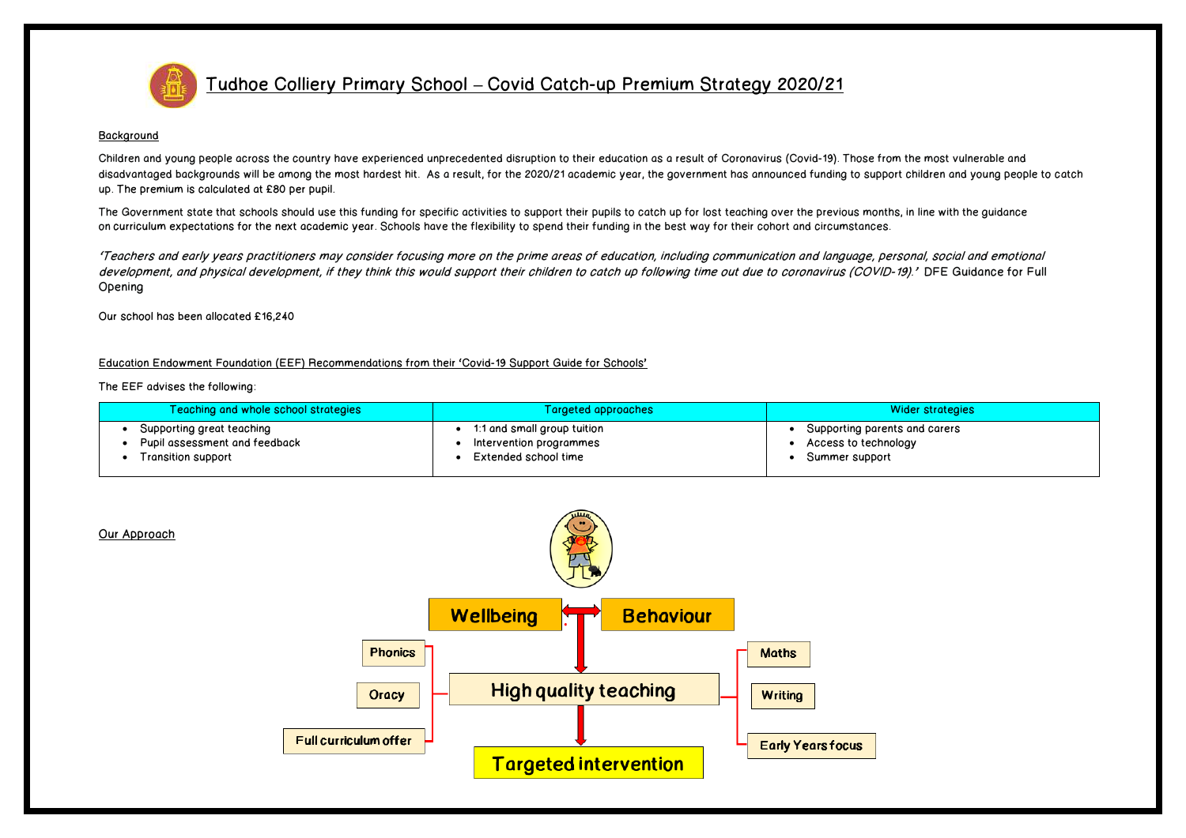# Tudhoe Colliery Primary School – Covid Catch-up Premium Strategy 2020/21

## Background

Children and young people across the country have experienced unprecedented disruption to their education as a result of Coronavirus (Covid-19). Those from the most vulnerable and disadvantaged backgrounds will be among the most hardest hit. As a result, for the 2020/21 academic year, the government has announced funding to support children and young people to catch up. The premium is calculated at £80 per pupil.

The Government state that schools should use this funding for specific activities to support their pupils to catch up for lost teaching over the previous months, in line with the guidance on curriculum expectations for the next academic year. Schools have the flexibility to spend their funding in the best way for their cohort and circumstances.

*'Teachers and early years practitioners may consider focusing more on the prime areas of education, including communication and language, personal, social and emotional development, and physical development, if they think this would support their children to catch up following time out due to coronavirus (COVID-19).'* DFE Guidance for Full Opening

Our school has been allocated £16,240

## Education Endowment Foundation (EEF) Recommendations from their 'Covid-19 Support Guide for Schools'

The EEF advises the following:

| Teaching and whole school strategies | Targeted approaches | Wider strategies |
|---|---|---|
| • Supporting great teaching<br>• Pupil assessment and feedback<br>• Transition support | • 1:1 and small group tuition<br>• Intervention programmes<br>• Extended school time | • Supporting parents and carers<br>• Access to technology<br>• Summer support |

## Our Approach

- Wellbeing ↔ Behaviour
- ↓ High quality teaching
  - Phonics
  - Oracy
  - Full curriculum offer
  - Maths
  - Writing
  - Early Years focus
- ↓ Targeted intervention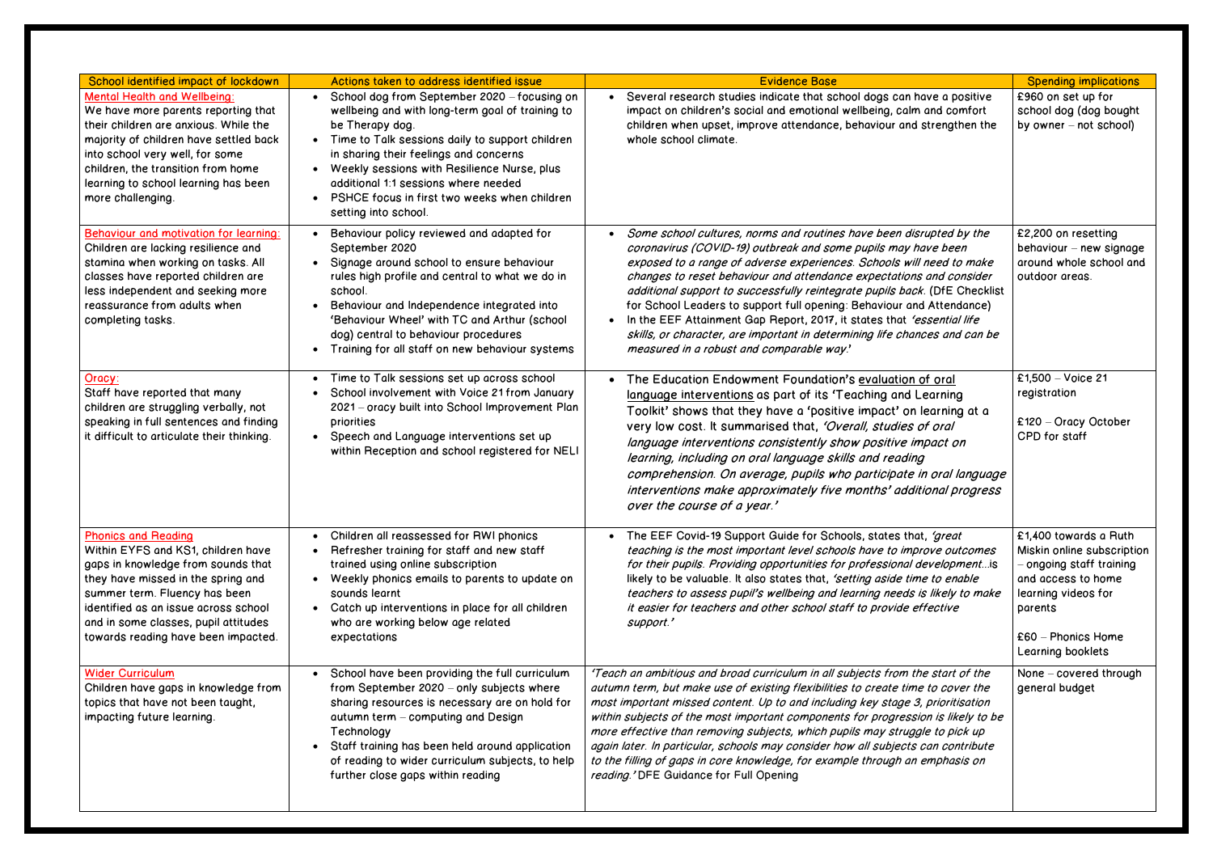| School identified impact of lockdown | Actions taken to address identified issue | Evidence Base | Spending implications |
|---|---|---|---|
| Mental Health and Wellbeing:<br>We have more parents reporting that their children are anxious. While the majority of children have settled back into school very well, for some children, the transition from home learning to school learning has been more challenging. | • School dog from September 2020 – focusing on wellbeing and with long-term goal of training to be Therapy dog.<br>• Time to Talk sessions daily to support children in sharing their feelings and concerns<br>• Weekly sessions with Resilience Nurse, plus additional 1:1 sessions where needed<br>• PSHCE focus in first two weeks when children setting into school. | • Several research studies indicate that school dogs can have a positive impact on children's social and emotional wellbeing, calm and comfort children when upset, improve attendance, behaviour and strengthen the whole school climate. | £960 on set up for school dog (dog bought by owner – not school) |
| Behaviour and motivation for learning:<br>Children are lacking resilience and stamina when working on tasks. All classes have reported children are less independent and seeking more reassurance from adults when completing tasks. | • Behaviour policy reviewed and adapted for September 2020<br>• Signage around school to ensure behaviour rules high profile and central to what we do in school.<br>• Behaviour and Independence integrated into 'Behaviour Wheel' with TC and Arthur (school dog) central to behaviour procedures<br>• Training for all staff on new behaviour systems | • *Some school cultures, norms and routines have been disrupted by the coronavirus (COVID-19) outbreak and some pupils may have been exposed to a range of adverse experiences. Schools will need to make changes to reset behaviour and attendance expectations and consider additional support to successfully reintegrate pupils back.* (DfE Checklist for School Leaders to support full opening: Behaviour and Attendance)<br>• In the EEF Attainment Gap Report, 2017, it states that *'essential life skills, or character, are important in determining life chances and can be measured in a robust and comparable way.'* | £2,200 on resetting behaviour – new signage around whole school and outdoor areas. |
| Oracy:<br>Staff have reported that many children are struggling verbally, not speaking in full sentences and finding it difficult to articulate their thinking. | • Time to Talk sessions set up across school<br>• School involvement with Voice 21 from January 2021 – oracy built into School Improvement Plan priorities<br>• Speech and Language interventions set up within Reception and school registered for NELI | • The Education Endowment Foundation's evaluation of oral language interventions as part of its 'Teaching and Learning Toolkit' shows that they have a 'positive impact' on learning at a very low cost. It summarised that, *'Overall, studies of oral language interventions consistently show positive impact on learning, including on oral language skills and reading comprehension. On average, pupils who participate in oral language interventions make approximately five months' additional progress over the course of a year.'* | £1,500 – Voice 21 registration<br><br>£120 – Oracy October CPD for staff |
| Phonics and Reading<br>Within EYFS and KS1, children have gaps in knowledge from sounds that they have missed in the spring and summer term. Fluency has been identified as an issue across school and in some classes, pupil attitudes towards reading have been impacted. | • Children all reassessed for RWI phonics<br>• Refresher training for staff and new staff trained using online subscription<br>• Weekly phonics emails to parents to update on sounds learnt<br>• Catch up interventions in place for all children who are working below age related expectations | • The EEF Covid-19 Support Guide for Schools, states that, *'great teaching is the most important level schools have to improve outcomes for their pupils. Providing opportunities for professional development…*is likely to be valuable. It also states that, *'setting aside time to enable teachers to assess pupil's wellbeing and learning needs is likely to make it easier for teachers and other school staff to provide effective support.'* | £1,400 towards a Ruth Miskin online subscription – ongoing staff training and access to home learning videos for parents<br><br>£60 – Phonics Home Learning booklets |
| Wider Curriculum<br>Children have gaps in knowledge from topics that have not been taught, impacting future learning. | • School have been providing the full curriculum from September 2020 – only subjects where sharing resources is necessary are on hold for autumn term – computing and Design Technology<br>• Staff training has been held around application of reading to wider curriculum subjects, to help further close gaps within reading | *'Teach an ambitious and broad curriculum in all subjects from the start of the autumn term, but make use of existing flexibilities to create time to cover the most important missed content. Up to and including key stage 3, prioritisation within subjects of the most important components for progression is likely to be more effective than removing subjects, which pupils may struggle to pick up again later. In particular, schools may consider how all subjects can contribute to the filling of gaps in core knowledge, for example through an emphasis on reading.'* DFE Guidance for Full Opening | None – covered through general budget |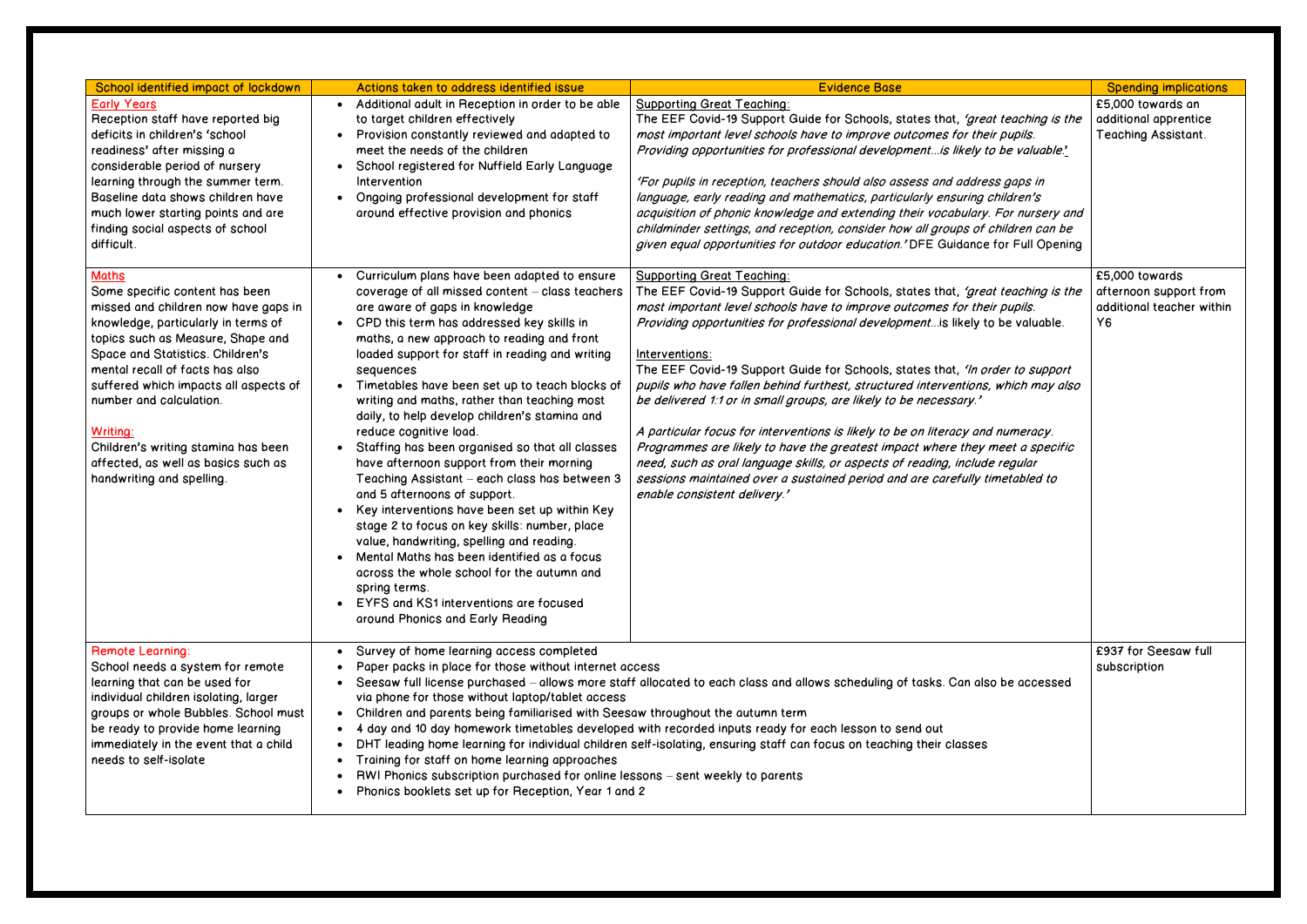| School identified impact of lockdown | Actions taken to address identified issue | Evidence Base | Spending implications |
|---|---|---|---|
| Early Years<br>Reception staff have reported big deficits in children's 'school readiness' after missing a considerable period of nursery learning through the summer term. Baseline data shows children have much lower starting points and are finding social aspects of school difficult. | • Additional adult in Reception in order to be able to target children effectively<br>• Provision constantly reviewed and adapted to meet the needs of the children<br>• School registered for Nuffield Early Language Intervention<br>• Ongoing professional development for staff around effective provision and phonics | Supporting Great Teaching:<br>The EEF Covid-19 Support Guide for Schools, states that, *'great teaching is the most important level schools have to improve outcomes for their pupils. Providing opportunities for professional development…is likely to be valuable.'*<br><br>*'For pupils in reception, teachers should also assess and address gaps in language, early reading and mathematics, particularly ensuring children's acquisition of phonic knowledge and extending their vocabulary. For nursery and childminder settings, and reception, consider how all groups of children can be given equal opportunities for outdoor education.'* DFE Guidance for Full Opening | £5,000 towards an additional apprentice Teaching Assistant. |
| Maths<br>Some specific content has been missed and children now have gaps in knowledge, particularly in terms of topics such as Measure, Shape and Space and Statistics. Children's mental recall of facts has also suffered which impacts all aspects of number and calculation.<br><br>Writing:<br>Children's writing stamina has been affected, as well as basics such as handwriting and spelling. | • Curriculum plans have been adapted to ensure coverage of all missed content – class teachers are aware of gaps in knowledge<br>• CPD this term has addressed key skills in maths, a new approach to reading and front loaded support for staff in reading and writing sequences<br>• Timetables have been set up to teach blocks of writing and maths, rather than teaching most daily, to help develop children's stamina and reduce cognitive load.<br>• Staffing has been organised so that all classes have afternoon support from their morning Teaching Assistant – each class has between 3 and 5 afternoons of support.<br>• Key interventions have been set up within Key stage 2 to focus on key skills: number, place value, handwriting, spelling and reading.<br>• Mental Maths has been identified as a focus across the whole school for the autumn and spring terms.<br>• EYFS and KS1 interventions are focused around Phonics and Early Reading | Supporting Great Teaching:<br>The EEF Covid-19 Support Guide for Schools, states that, *'great teaching is the most important level schools have to improve outcomes for their pupils. Providing opportunities for professional development*…is likely to be valuable.<br><br>Interventions:<br>The EEF Covid-19 Support Guide for Schools, states that, *'In order to support pupils who have fallen behind furthest, structured interventions, which may also be delivered 1:1 or in small groups, are likely to be necessary.'*<br><br>*A particular focus for interventions is likely to be on literacy and numeracy. Programmes are likely to have the greatest impact where they meet a specific need, such as oral language skills, or aspects of reading, include regular sessions maintained over a sustained period and are carefully timetabled to enable consistent delivery.'* | £5,000 towards afternoon support from additional teacher within Y6 |
| Remote Learning:<br>School needs a system for remote learning that can be used for individual children isolating, larger groups or whole Bubbles. School must be ready to provide home learning immediately in the event that a child needs to self-isolate | • Survey of home learning access completed<br>• Paper packs in place for those without internet access<br>• Seesaw full license purchased – allows more staff allocated to each class and allows scheduling of tasks. Can also be accessed via phone for those without laptop/tablet access<br>• Children and parents being familiarised with Seesaw throughout the autumn term<br>• 4 day and 10 day homework timetables developed with recorded inputs ready for each lesson to send out<br>• DHT leading home learning for individual children self-isolating, ensuring staff can focus on teaching their classes<br>• Training for staff on home learning approaches<br>• RWI Phonics subscription purchased for online lessons – sent weekly to parents<br>• Phonics booklets set up for Reception, Year 1 and 2 | | £937 for Seesaw full subscription |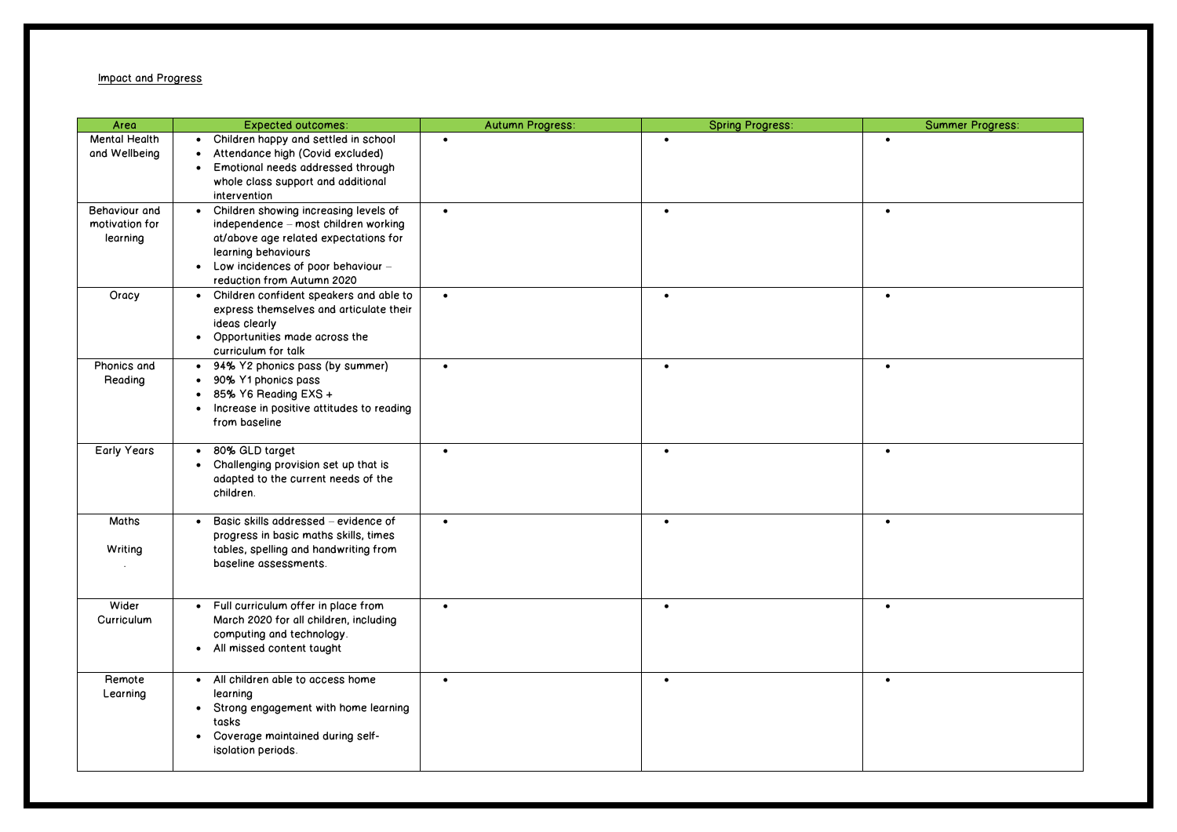Impact and Progress

| Area | Expected outcomes: | Autumn Progress: | Spring Progress: | Summer Progress: |
|---|---|---|---|---|
| Mental Health and Wellbeing | • Children happy and settled in school<br>• Attendance high (Covid excluded)<br>• Emotional needs addressed through whole class support and additional intervention | • | • | • |
| Behaviour and motivation for learning | • Children showing increasing levels of independence – most children working at/above age related expectations for learning behaviours<br>• Low incidences of poor behaviour – reduction from Autumn 2020 | • | • | • |
| Oracy | • Children confident speakers and able to express themselves and articulate their ideas clearly<br>• Opportunities made across the curriculum for talk | • | • | • |
| Phonics and Reading | • 94% Y2 phonics pass (by summer)<br>• 90% Y1 phonics pass<br>• 85% Y6 Reading EXS +<br>• Increase in positive attitudes to reading from baseline | • | • | • |
| Early Years | • 80% GLD target<br>• Challenging provision set up that is adapted to the current needs of the children. | • | • | • |
| Maths<br><br>Writing<br>. | • Basic skills addressed – evidence of progress in basic maths skills, times tables, spelling and handwriting from baseline assessments. | • | • | • |
| Wider Curriculum | • Full curriculum offer in place from March 2020 for all children, including computing and technology.<br>• All missed content taught | • | • | • |
| Remote Learning | • All children able to access home learning<br>• Strong engagement with home learning tasks<br>• Coverage maintained during self-isolation periods. | • | • | • |